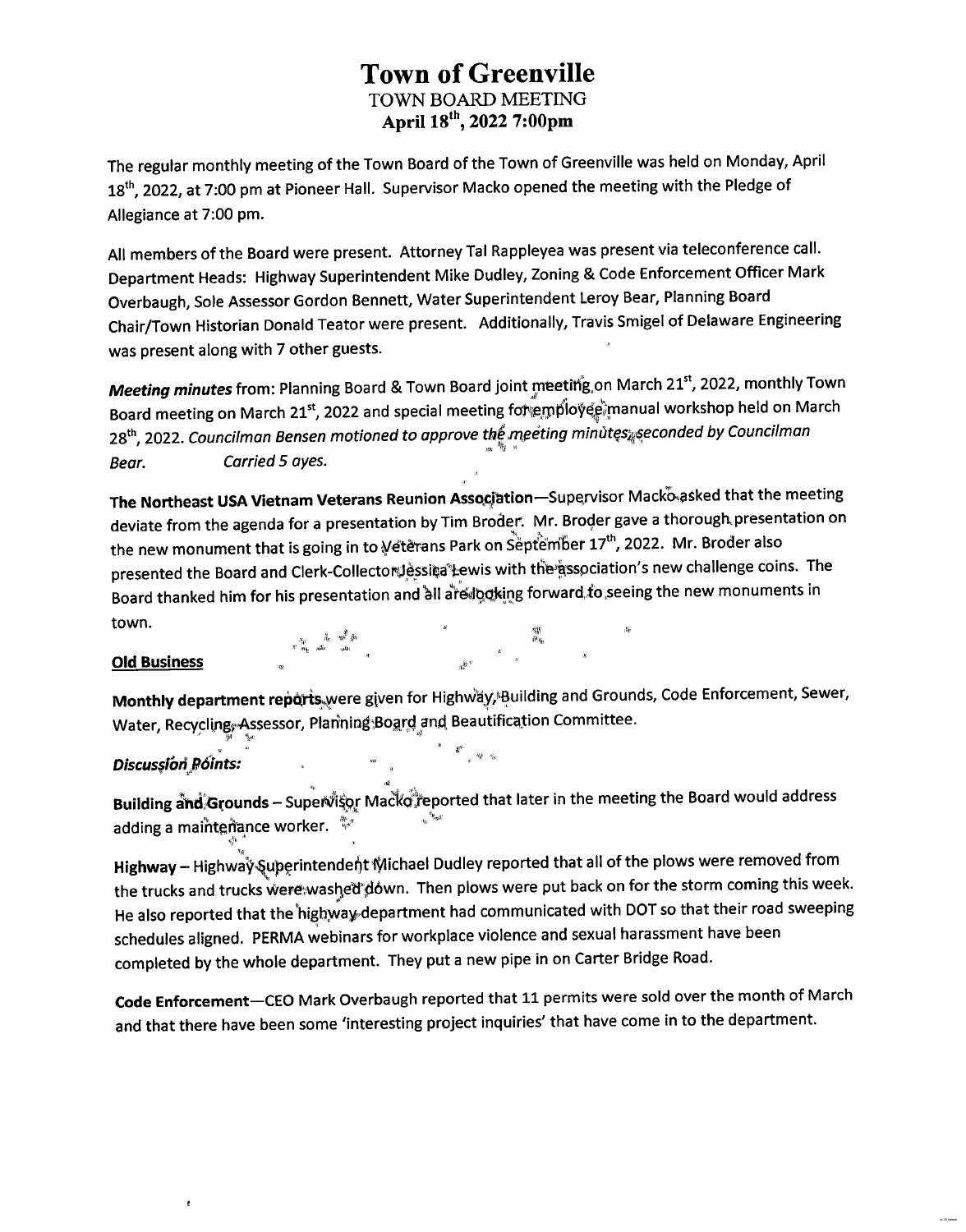# Town of Greenville

## TOWN BOARD MEETING

### April 18th, 2022 7:00pm

The regular monthly meeting of the Town Board of the Town of Greenville was held on Monday, April 18th, 2022, at 7:00 pm at Pioneer Hall. Supervisor Macko opened the meeting with the Pledge of Allegiance at 7:00 pm.

All members of the Board were present. Attorney Tal Rappleyea was present via teleconference call. Department Heads: Highway Superintendent Mike Dudley, Zoning & Code Enforcement Officer Mark Overbaugh, Sole Assessor Gordon Bennett, Water Superintendent Leroy Bear, Planning Board Chair/Town Historian Donald Teator were present. Additionally, Travis Smigel of Delaware Engineering was present along with 7 other guests.

***Meeting minutes*** from: Planning Board & Town Board joint meeting on March 21st, 2022, monthly Town Board meeting on March 21st, 2022 and special meeting for employee manual workshop held on March 28th, 2022. *Councilman Bensen motioned to approve the meeting minutes, seconded by Councilman Bear.* *Carried 5 ayes.*

**The Northeast USA Vietnam Veterans Reunion Association**—Supervisor Macko asked that the meeting deviate from the agenda for a presentation by Tim Broder. Mr. Broder gave a thorough presentation on the new monument that is going in to Veterans Park on September 17th, 2022. Mr. Broder also presented the Board and Clerk-Collector Jessica Lewis with the association's new challenge coins. The Board thanked him for his presentation and all are looking forward to seeing the new monuments in town.

**Old Business**

**Monthly department reports** were given for Highway, Building and Grounds, Code Enforcement, Sewer, Water, Recycling, Assessor, Planning Board and Beautification Committee.

***Discussion Points:***

**Building and Grounds** – Supervisor Macko reported that later in the meeting the Board would address adding a maintenance worker.

**Highway** – Highway Superintendent Michael Dudley reported that all of the plows were removed from the trucks and trucks were washed down. Then plows were put back on for the storm coming this week. He also reported that the highway department had communicated with DOT so that their road sweeping schedules aligned. PERMA webinars for workplace violence and sexual harassment have been completed by the whole department. They put a new pipe in on Carter Bridge Road.

**Code Enforcement**—CEO Mark Overbaugh reported that 11 permits were sold over the month of March and that there have been some 'interesting project inquiries' that have come in to the department.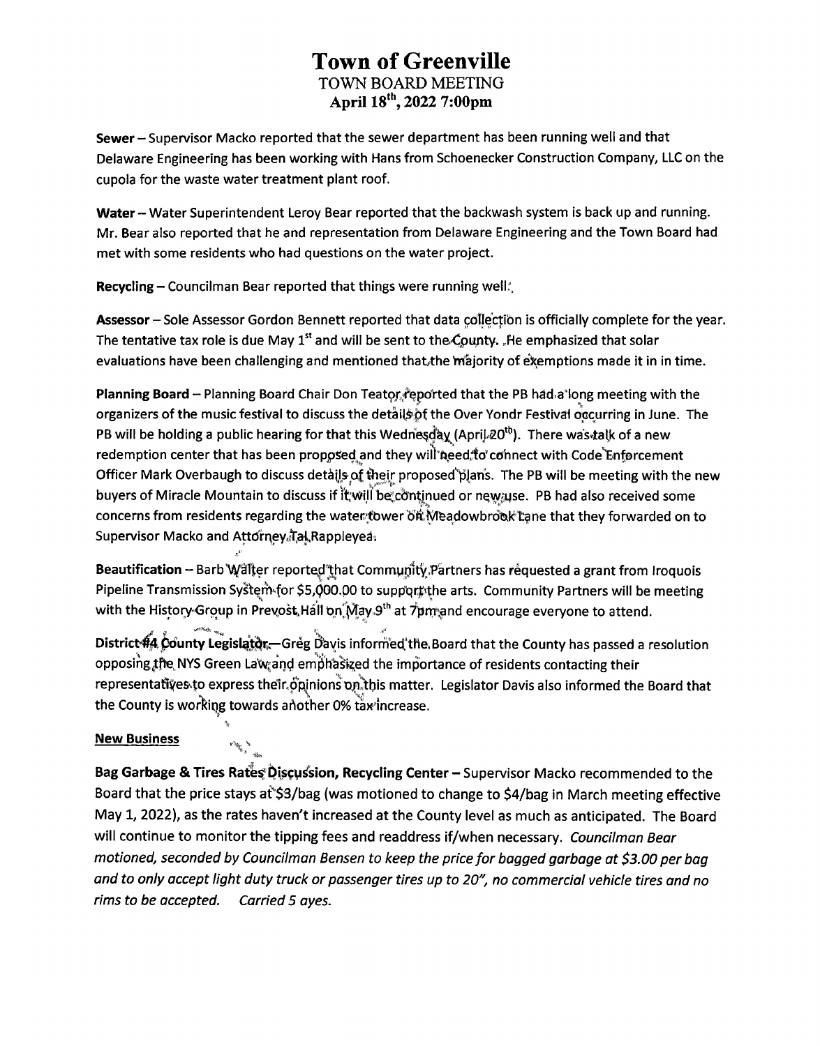# Town of Greenville

TOWN BOARD MEETING

**April 18th, 2022 7:00pm**

**Sewer** – Supervisor Macko reported that the sewer department has been running well and that Delaware Engineering has been working with Hans from Schoenecker Construction Company, LLC on the cupola for the waste water treatment plant roof.

**Water** – Water Superintendent Leroy Bear reported that the backwash system is back up and running. Mr. Bear also reported that he and representation from Delaware Engineering and the Town Board had met with some residents who had questions on the water project.

**Recycling** – Councilman Bear reported that things were running well.

**Assessor** – Sole Assessor Gordon Bennett reported that data collection is officially complete for the year. The tentative tax role is due May 1st and will be sent to the County. He emphasized that solar evaluations have been challenging and mentioned that the majority of exemptions made it in in time.

**Planning Board** – Planning Board Chair Don Teator reported that the PB had a long meeting with the organizers of the music festival to discuss the details of the Over Yondr Festival occurring in June. The PB will be holding a public hearing for that this Wednesday (April 20th). There was talk of a new redemption center that has been proposed and they will need to connect with Code Enforcement Officer Mark Overbaugh to discuss details of their proposed plans. The PB will be meeting with the new buyers of Miracle Mountain to discuss if it will be continued or new use. PB had also received some concerns from residents regarding the water tower on Meadowbrook Lane that they forwarded on to Supervisor Macko and Attorney Tal Rappleyea.

**Beautification** – Barb Walter reported that Community Partners has requested a grant from Iroquois Pipeline Transmission System for $5,000.00 to support the arts. Community Partners will be meeting with the History Group in Prevost Hall on May 9th at 7pm and encourage everyone to attend.

**District #4 County Legislator** – Greg Davis informed the Board that the County has passed a resolution opposing the NYS Green Law and emphasized the importance of residents contacting their representatives to express their opinions on this matter. Legislator Davis also informed the Board that the County is working towards another 0% tax increase.

**New Business**

**Bag Garbage & Tires Rates Discussion, Recycling Center** – Supervisor Macko recommended to the Board that the price stays at $3/bag (was motioned to change to $4/bag in March meeting effective May 1, 2022), as the rates haven't increased at the County level as much as anticipated. The Board will continue to monitor the tipping fees and readdress if/when necessary. *Councilman Bear motioned, seconded by Councilman Bensen to keep the price for bagged garbage at $3.00 per bag and to only accept light duty truck or passenger tires up to 20", no commercial vehicle tires and no rims to be accepted. Carried 5 ayes.*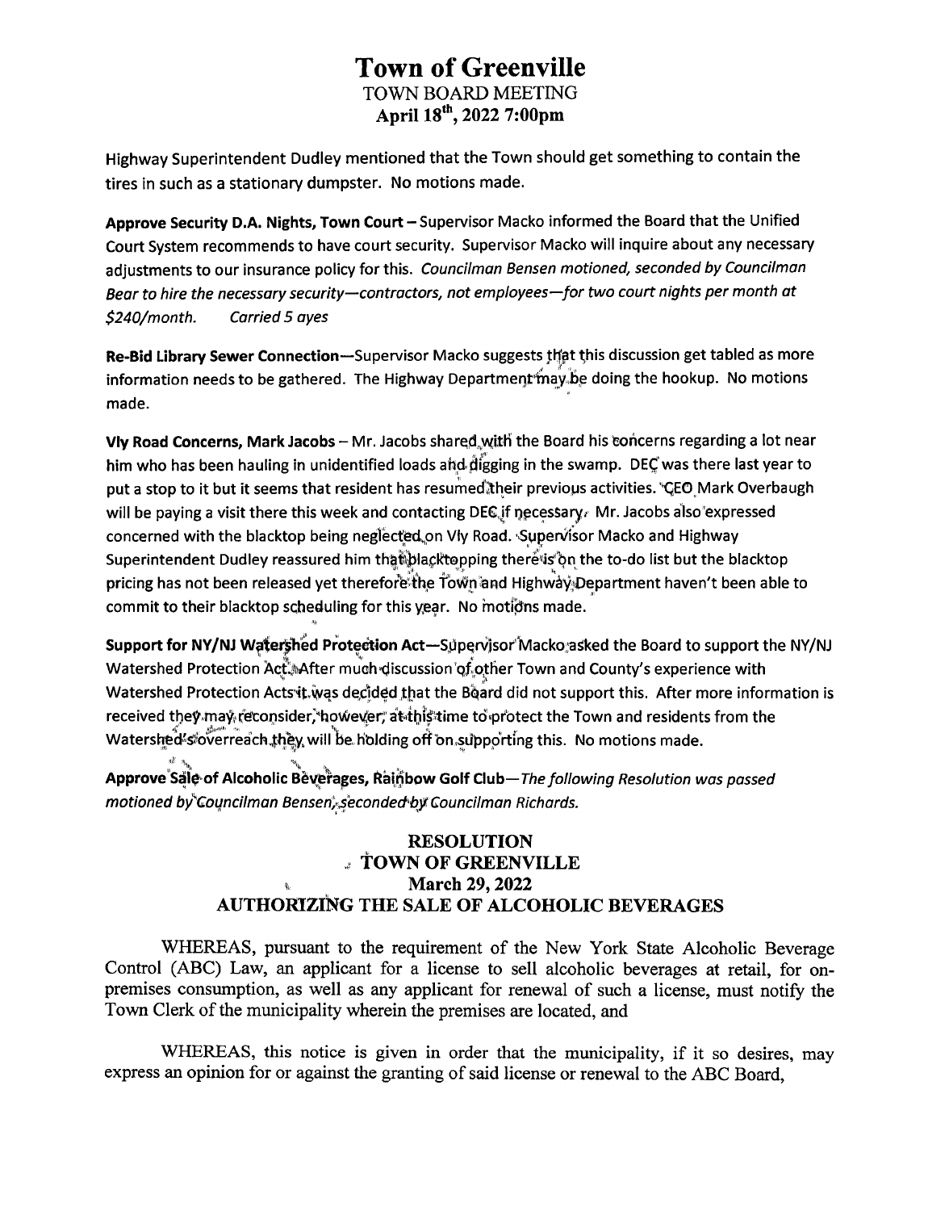# Town of Greenville

TOWN BOARD MEETING

April 18th, 2022 7:00pm

Highway Superintendent Dudley mentioned that the Town should get something to contain the tires in such as a stationary dumpster. No motions made.

**Approve Security D.A. Nights, Town Court** – Supervisor Macko informed the Board that the Unified Court System recommends to have court security. Supervisor Macko will inquire about any necessary adjustments to our insurance policy for this. *Councilman Bensen motioned, seconded by Councilman Bear to hire the necessary security—contractors, not employees—for two court nights per month at $240/month. Carried 5 ayes*

**Re-Bid Library Sewer Connection**—Supervisor Macko suggests that this discussion get tabled as more information needs to be gathered. The Highway Department may be doing the hookup. No motions made.

**Vly Road Concerns, Mark Jacobs** – Mr. Jacobs shared with the Board his concerns regarding a lot near him who has been hauling in unidentified loads and digging in the swamp. DEC was there last year to put a stop to it but it seems that resident has resumed their previous activities. CEO Mark Overbaugh will be paying a visit there this week and contacting DEC if necessary. Mr. Jacobs also expressed concerned with the blacktop being neglected on Vly Road. Supervisor Macko and Highway Superintendent Dudley reassured him that blacktopping there is on the to-do list but the blacktop pricing has not been released yet therefore the Town and Highway Department haven't been able to commit to their blacktop scheduling for this year. No motions made.

**Support for NY/NJ Watershed Protection Act**—Supervisor Macko asked the Board to support the NY/NJ Watershed Protection Act. After much discussion of other Town and County's experience with Watershed Protection Acts it was decided that the Board did not support this. After more information is received they may reconsider, however, at this time to protect the Town and residents from the Watershed's overreach they will be holding off on supporting this. No motions made.

**Approve Sale of Alcoholic Beverages, Rainbow Golf Club**—*The following Resolution was passed motioned by Councilman Bensen, seconded by Councilman Richards.*

**RESOLUTION**
**TOWN OF GREENVILLE**
**March 29, 2022**
**AUTHORIZING THE SALE OF ALCOHOLIC BEVERAGES**

WHEREAS, pursuant to the requirement of the New York State Alcoholic Beverage Control (ABC) Law, an applicant for a license to sell alcoholic beverages at retail, for on-premises consumption, as well as any applicant for renewal of such a license, must notify the Town Clerk of the municipality wherein the premises are located, and

WHEREAS, this notice is given in order that the municipality, if it so desires, may express an opinion for or against the granting of said license or renewal to the ABC Board,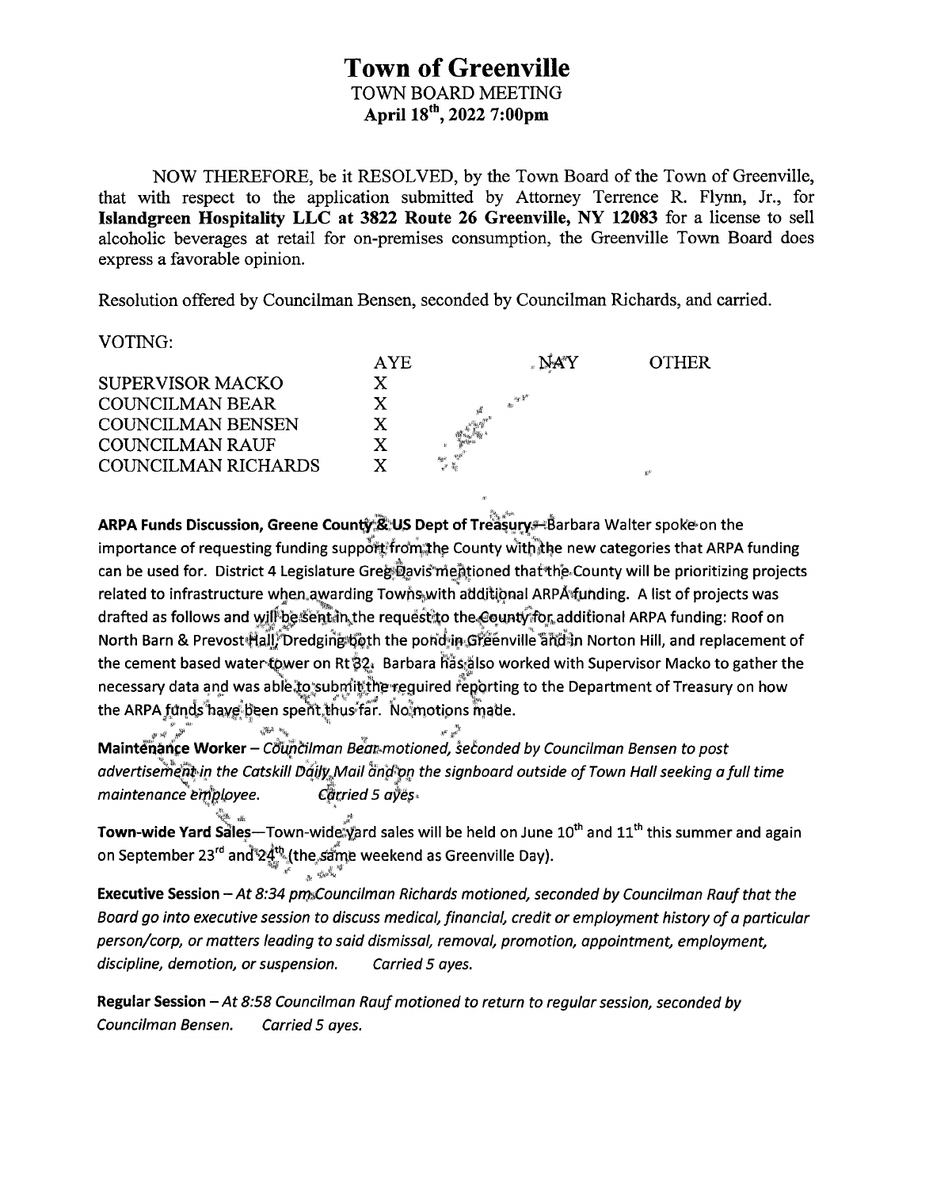# Town of Greenville

TOWN BOARD MEETING

**April 18th, 2022 7:00pm**

NOW THEREFORE, be it RESOLVED, by the Town Board of the Town of Greenville, that with respect to the application submitted by Attorney Terrence R. Flynn, Jr., for **Islandgreen Hospitality LLC at 3822 Route 26 Greenville, NY 12083** for a license to sell alcoholic beverages at retail for on-premises consumption, the Greenville Town Board does express a favorable opinion.

Resolution offered by Councilman Bensen, seconded by Councilman Richards, and carried.

VOTING:

| | AYE | NAY | OTHER |
|---|---|---|---|
| SUPERVISOR MACKO | X | | |
| COUNCILMAN BEAR | X | | |
| COUNCILMAN BENSEN | X | | |
| COUNCILMAN RAUF | X | | |
| COUNCILMAN RICHARDS | X | | |

**ARPA Funds Discussion, Greene County & US Dept of Treasury** – Barbara Walter spoke on the importance of requesting funding support from the County with the new categories that ARPA funding can be used for. District 4 Legislature Greg Davis mentioned that the County will be prioritizing projects related to infrastructure when awarding Towns with additional ARPA funding. A list of projects was drafted as follows and will be sent in the request to the County for additional ARPA funding: Roof on North Barn & Prevost Hall, Dredging both the pond in Greenville and in Norton Hill, and replacement of the cement based water tower on Rt 32. Barbara has also worked with Supervisor Macko to gather the necessary data and was able to submit the required reporting to the Department of Treasury on how the ARPA funds have been spent thus far. No motions made.

**Maintenance Worker** – *Councilman Bear motioned, seconded by Councilman Bensen to post advertisement in the Catskill Daily Mail and on the signboard outside of Town Hall seeking a full time maintenance employee. Carried 5 ayes.*

**Town-wide Yard Sales**—Town-wide yard sales will be held on June 10th and 11th this summer and again on September 23rd and 24th (the same weekend as Greenville Day).

**Executive Session** – *At 8:34 pm Councilman Richards motioned, seconded by Councilman Rauf that the Board go into executive session to discuss medical, financial, credit or employment history of a particular person/corp, or matters leading to said dismissal, removal, promotion, appointment, employment, discipline, demotion, or suspension. Carried 5 ayes.*

**Regular Session** – *At 8:58 Councilman Rauf motioned to return to regular session, seconded by Councilman Bensen. Carried 5 ayes.*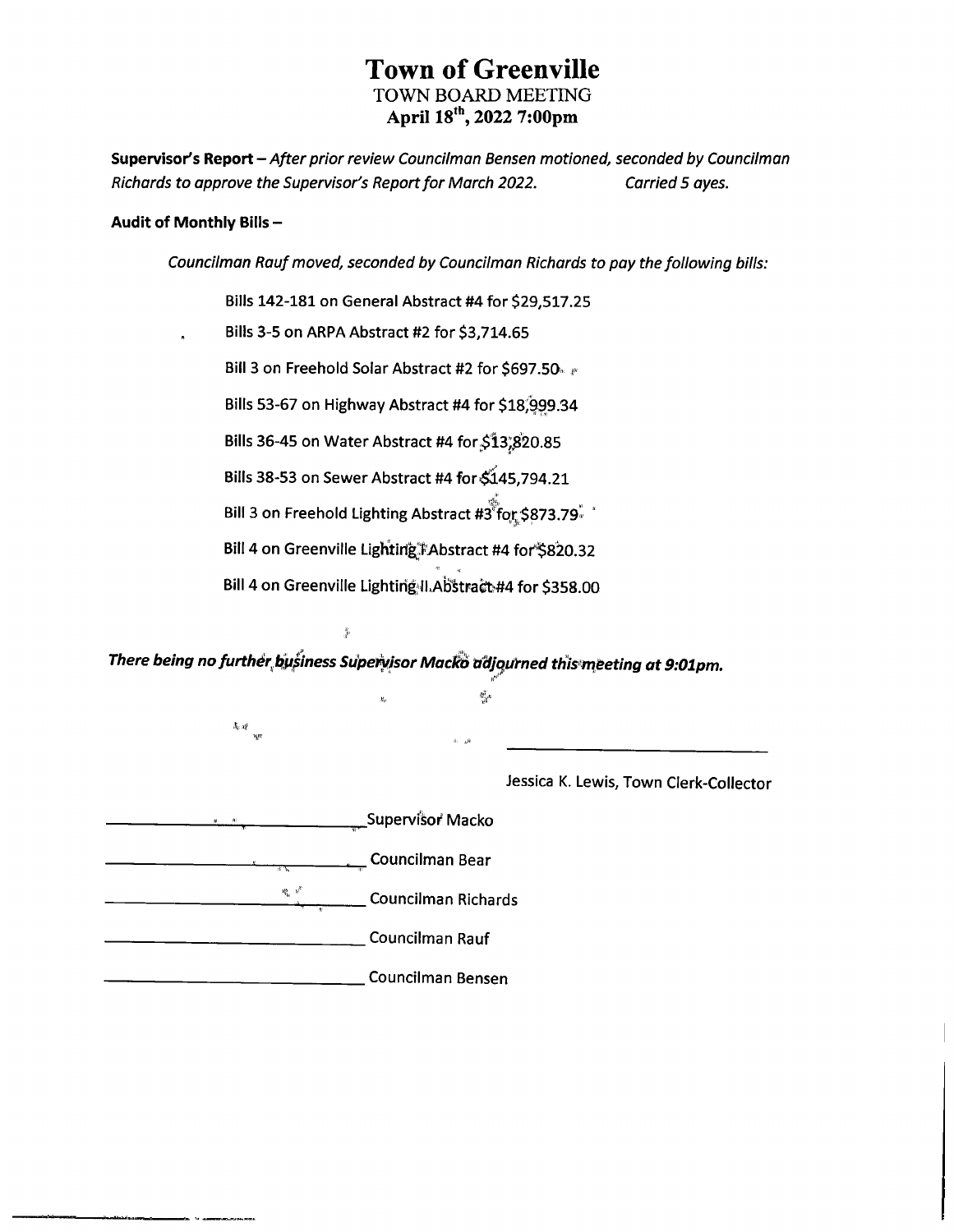# Town of Greenville

TOWN BOARD MEETING

**April 18th, 2022 7:00pm**

**Supervisor's Report** – *After prior review Councilman Bensen motioned, seconded by Councilman Richards to approve the Supervisor's Report for March 2022.* *Carried 5 ayes.*

**Audit of Monthly Bills –**

*Councilman Rauf moved, seconded by Councilman Richards to pay the following bills:*

Bills 142-181 on General Abstract #4 for $29,517.25

Bills 3-5 on ARPA Abstract #2 for $3,714.65

Bill 3 on Freehold Solar Abstract #2 for $697.50

Bills 53-67 on Highway Abstract #4 for $18,999.34

Bills 36-45 on Water Abstract #4 for $13,820.85

Bills 38-53 on Sewer Abstract #4 for $145,794.21

Bill 3 on Freehold Lighting Abstract #3 for $873.79

Bill 4 on Greenville Lighting I Abstract #4 for $820.32

Bill 4 on Greenville Lighting II Abstract #4 for $358.00

***There being no further business Supervisor Macko adjourned this meeting at 9:01pm.***

\_\_\_\_\_\_\_\_\_\_\_\_\_\_\_\_\_\_\_\_\_\_\_\_\_\_\_\_\_\_

Jessica K. Lewis, Town Clerk-Collector

\_\_\_\_\_\_\_\_\_\_\_\_\_\_\_\_\_\_\_\_\_\_\_\_\_\_\_\_\_\_ Supervisor Macko

\_\_\_\_\_\_\_\_\_\_\_\_\_\_\_\_\_\_\_\_\_\_\_\_\_\_\_\_\_\_ Councilman Bear

\_\_\_\_\_\_\_\_\_\_\_\_\_\_\_\_\_\_\_\_\_\_\_\_\_\_\_\_\_\_ Councilman Richards

\_\_\_\_\_\_\_\_\_\_\_\_\_\_\_\_\_\_\_\_\_\_\_\_\_\_\_\_\_\_ Councilman Rauf

\_\_\_\_\_\_\_\_\_\_\_\_\_\_\_\_\_\_\_\_\_\_\_\_\_\_\_\_\_\_ Councilman Bensen